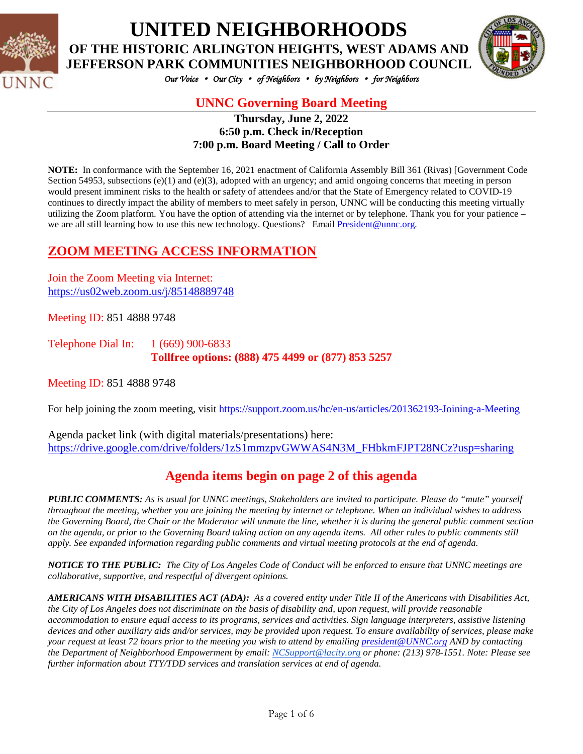# UNITED NEIGHBORHOODS

## OF THE HISTORIC ARLINGTON HEIGHTS, WEST ADAMS AND JEFFERSON PARK COMMUNITIES NEIGHBORHOOD COUNCIL

*Our Voice • Our City • of Neighbors • by Neighbors • for Neighbors*

## UNNC Governing Board Meeting

**Thursday, June 2, 2022**
**6:50 p.m. Check in/Reception**
**7:00 p.m. Board Meeting / Call to Order**

**NOTE:** In conformance with the September 16, 2021 enactment of California Assembly Bill 361 (Rivas) [Government Code Section 54953, subsections (e)(1) and (e)(3), adopted with an urgency; and amid ongoing concerns that meeting in person would present imminent risks to the health or safety of attendees and/or that the State of Emergency related to COVID-19 continues to directly impact the ability of members to meet safely in person, UNNC will be conducting this meeting virtually utilizing the Zoom platform. You have the option of attending via the internet or by telephone. Thank you for your patience – we are all still learning how to use this new technology. Questions? Email President@unnc.org.

## ZOOM MEETING ACCESS INFORMATION

Join the Zoom Meeting via Internet:
https://us02web.zoom.us/j/85148889748

Meeting ID: 851 4888 9748

Telephone Dial In: 1 (669) 900-6833
**Tollfree options: (888) 475 4499 or (877) 853 5257**

Meeting ID: 851 4888 9748

For help joining the zoom meeting, visit https://support.zoom.us/hc/en-us/articles/201362193-Joining-a-Meeting

Agenda packet link (with digital materials/presentations) here:
https://drive.google.com/drive/folders/1zS1mmzpvGWWAS4N3M_FHbkmFJPT28NCz?usp=sharing

## Agenda items begin on page 2 of this agenda

***PUBLIC COMMENTS:*** *As is usual for UNNC meetings, Stakeholders are invited to participate. Please do "mute" yourself throughout the meeting, whether you are joining the meeting by internet or telephone. When an individual wishes to address the Governing Board, the Chair or the Moderator will unmute the line, whether it is during the general public comment section on the agenda, or prior to the Governing Board taking action on any agenda items. All other rules to public comments still apply. See expanded information regarding public comments and virtual meeting protocols at the end of agenda.*

***NOTICE TO THE PUBLIC:*** *The City of Los Angeles Code of Conduct will be enforced to ensure that UNNC meetings are collaborative, supportive, and respectful of divergent opinions.*

***AMERICANS WITH DISABILITIES ACT (ADA):*** *As a covered entity under Title II of the Americans with Disabilities Act, the City of Los Angeles does not discriminate on the basis of disability and, upon request, will provide reasonable accommodation to ensure equal access to its programs, services and activities. Sign language interpreters, assistive listening devices and other auxiliary aids and/or services, may be provided upon request. To ensure availability of services, please make your request at least 72 hours prior to the meeting you wish to attend by emailing president@UNNC.org AND by contacting the Department of Neighborhood Empowerment by email: NCSupport@lacity.org or phone: (213) 978-1551. Note: Please see further information about TTY/TDD services and translation services at end of agenda.*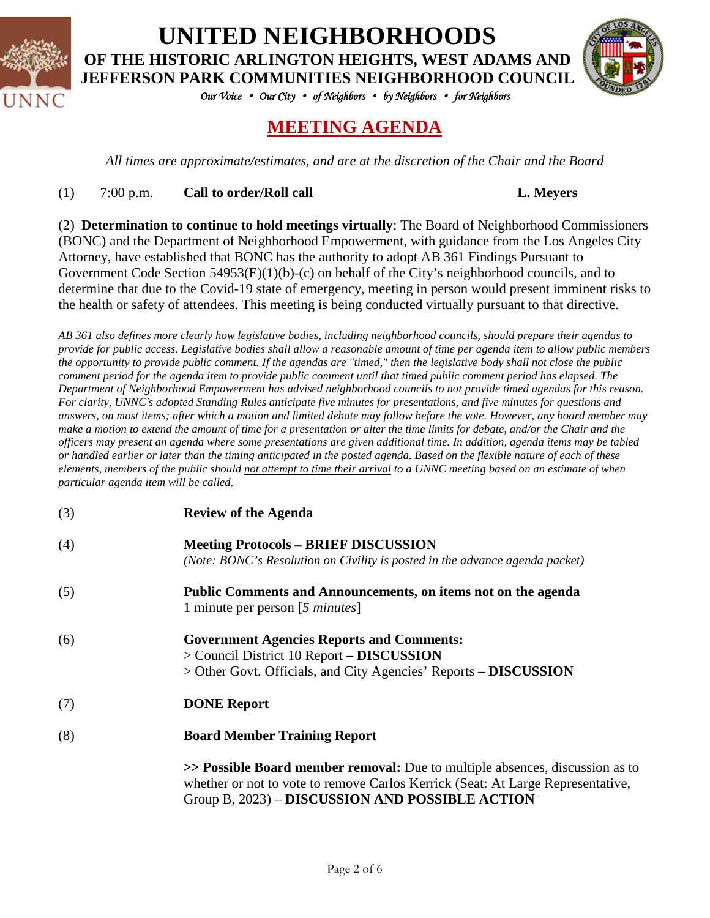# UNITED NEIGHBORHOODS

## OF THE HISTORIC ARLINGTON HEIGHTS, WEST ADAMS AND JEFFERSON PARK COMMUNITIES NEIGHBORHOOD COUNCIL

*Our Voice • Our City • of Neighbors • by Neighbors • for Neighbors*

## MEETING AGENDA

*All times are approximate/estimates, and are at the discretion of the Chair and the Board*

(1) 7:00 p.m. **Call to order/Roll call** **L. Meyers**

(2) **Determination to continue to hold meetings virtually**: The Board of Neighborhood Commissioners (BONC) and the Department of Neighborhood Empowerment, with guidance from the Los Angeles City Attorney, have established that BONC has the authority to adopt AB 361 Findings Pursuant to Government Code Section 54953(E)(1)(b)-(c) on behalf of the City's neighborhood councils, and to determine that due to the Covid-19 state of emergency, meeting in person would present imminent risks to the health or safety of attendees. This meeting is being conducted virtually pursuant to that directive.

*AB 361 also defines more clearly how legislative bodies, including neighborhood councils, should prepare their agendas to provide for public access. Legislative bodies shall allow a reasonable amount of time per agenda item to allow public members the opportunity to provide public comment. If the agendas are "timed," then the legislative body shall not close the public comment period for the agenda item to provide public comment until that timed public comment period has elapsed. The Department of Neighborhood Empowerment has advised neighborhood councils to not provide timed agendas for this reason. For clarity, UNNC's adopted Standing Rules anticipate five minutes for presentations, and five minutes for questions and answers, on most items; after which a motion and limited debate may follow before the vote. However, any board member may make a motion to extend the amount of time for a presentation or alter the time limits for debate, and/or the Chair and the officers may present an agenda where some presentations are given additional time. In addition, agenda items may be tabled or handled earlier or later than the timing anticipated in the posted agenda. Based on the flexible nature of each of these elements, members of the public should not attempt to time their arrival to a UNNC meeting based on an estimate of when particular agenda item will be called.*

(3) **Review of the Agenda**

(4) **Meeting Protocols** – **BRIEF DISCUSSION**
*(Note: BONC's Resolution on Civility is posted in the advance agenda packet)*

(5) **Public Comments and Announcements, on items not on the agenda**
1 minute per person [*5 minutes*]

(6) **Government Agencies Reports and Comments:**
> Council District 10 Report **– DISCUSSION**
> Other Govt. Officials, and City Agencies' Reports **– DISCUSSION**

(7) **DONE Report**

(8) **Board Member Training Report**

**>> Possible Board member removal:** Due to multiple absences, discussion as to whether or not to vote to remove Carlos Kerrick (Seat: At Large Representative, Group B, 2023) – **DISCUSSION AND POSSIBLE ACTION**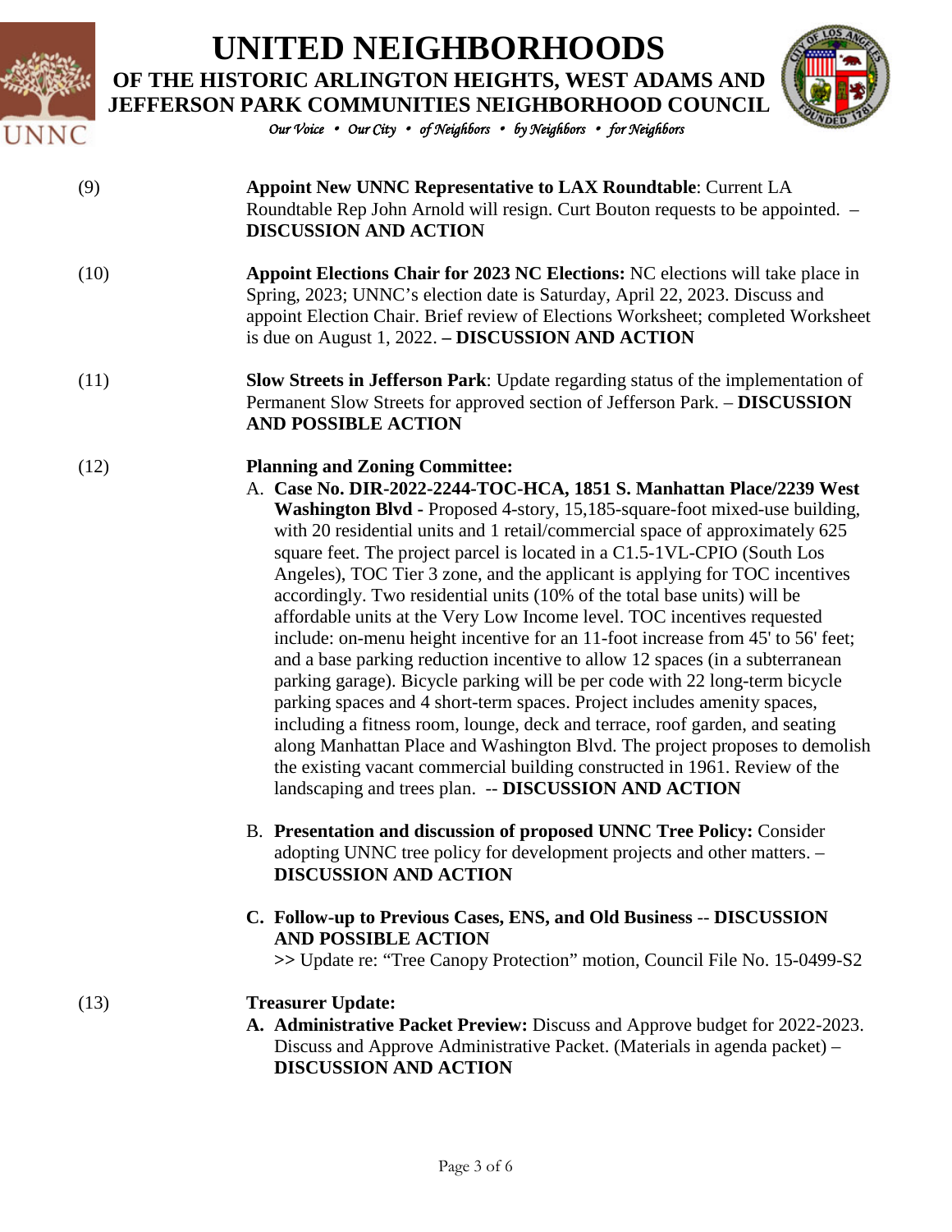(9) **Appoint New UNNC Representative to LAX Roundtable**: Current LA Roundtable Rep John Arnold will resign. Curt Bouton requests to be appointed. – **DISCUSSION AND ACTION**

(10) **Appoint Elections Chair for 2023 NC Elections:** NC elections will take place in Spring, 2023; UNNC's election date is Saturday, April 22, 2023. Discuss and appoint Election Chair. Brief review of Elections Worksheet; completed Worksheet is due on August 1, 2022. **– DISCUSSION AND ACTION**

(11) **Slow Streets in Jefferson Park**: Update regarding status of the implementation of Permanent Slow Streets for approved section of Jefferson Park. – **DISCUSSION AND POSSIBLE ACTION**

(12) **Planning and Zoning Committee:**

A. **Case No. DIR-2022-2244-TOC-HCA, 1851 S. Manhattan Place/2239 West Washington Blvd -** Proposed 4-story, 15,185-square-foot mixed-use building, with 20 residential units and 1 retail/commercial space of approximately 625 square feet. The project parcel is located in a C1.5-1VL-CPIO (South Los Angeles), TOC Tier 3 zone, and the applicant is applying for TOC incentives accordingly. Two residential units (10% of the total base units) will be affordable units at the Very Low Income level. TOC incentives requested include: on-menu height incentive for an 11-foot increase from 45' to 56' feet; and a base parking reduction incentive to allow 12 spaces (in a subterranean parking garage). Bicycle parking will be per code with 22 long-term bicycle parking spaces and 4 short-term spaces. Project includes amenity spaces, including a fitness room, lounge, deck and terrace, roof garden, and seating along Manhattan Place and Washington Blvd. The project proposes to demolish the existing vacant commercial building constructed in 1961. Review of the landscaping and trees plan. -- **DISCUSSION AND ACTION**

B. **Presentation and discussion of proposed UNNC Tree Policy:** Consider adopting UNNC tree policy for development projects and other matters. – **DISCUSSION AND ACTION**

C. **Follow-up to Previous Cases, ENS, and Old Business** -- **DISCUSSION AND POSSIBLE ACTION**
>> Update re: "Tree Canopy Protection" motion, Council File No. 15-0499-S2

(13) **Treasurer Update:**

A. **Administrative Packet Preview:** Discuss and Approve budget for 2022-2023. Discuss and Approve Administrative Packet. (Materials in agenda packet) – **DISCUSSION AND ACTION**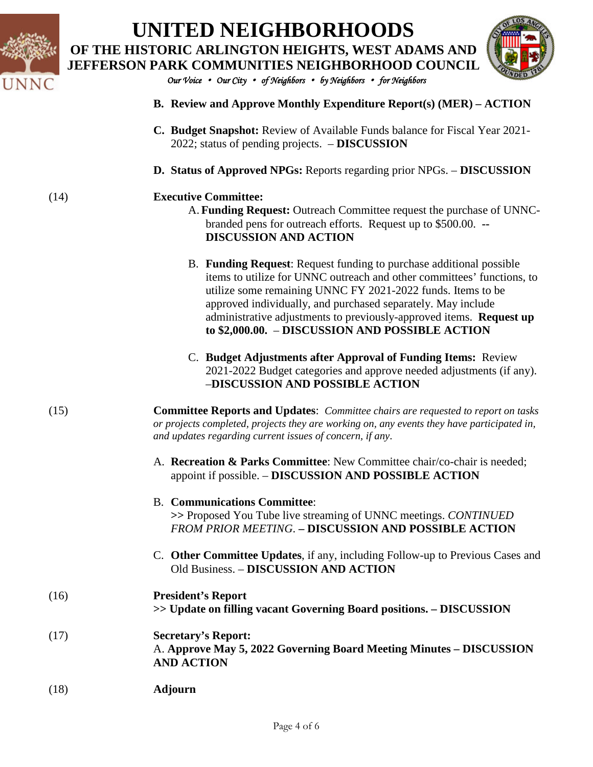B. **Review and Approve Monthly Expenditure Report(s) (MER) – ACTION**

C. **Budget Snapshot:** Review of Available Funds balance for Fiscal Year 2021-2022; status of pending projects. – **DISCUSSION**

D. **Status of Approved NPGs:** Reports regarding prior NPGs. – **DISCUSSION**

(14) **Executive Committee:**

A. **Funding Request:** Outreach Committee request the purchase of UNNC-branded pens for outreach efforts. Request up to $500.00. **-- DISCUSSION AND ACTION**

B. **Funding Request**: Request funding to purchase additional possible items to utilize for UNNC outreach and other committees' functions, to utilize some remaining UNNC FY 2021-2022 funds. Items to be approved individually, and purchased separately. May include administrative adjustments to previously-approved items. **Request up to $2,000.00.** – **DISCUSSION AND POSSIBLE ACTION**

C. **Budget Adjustments after Approval of Funding Items:** Review 2021-2022 Budget categories and approve needed adjustments (if any). –**DISCUSSION AND POSSIBLE ACTION**

(15) **Committee Reports and Updates**: *Committee chairs are requested to report on tasks or projects completed, projects they are working on, any events they have participated in, and updates regarding current issues of concern, if any*.

A. **Recreation & Parks Committee**: New Committee chair/co-chair is needed; appoint if possible. – **DISCUSSION AND POSSIBLE ACTION**

B. **Communications Committee**:
>> Proposed You Tube live streaming of UNNC meetings. *CONTINUED FROM PRIOR MEETING.* **– DISCUSSION AND POSSIBLE ACTION**

C. **Other Committee Updates**, if any, including Follow-up to Previous Cases and Old Business. – **DISCUSSION AND ACTION**

(16) **President's Report**
**>> Update on filling vacant Governing Board positions. – DISCUSSION**

(17) **Secretary's Report:**
A. **Approve May 5, 2022 Governing Board Meeting Minutes – DISCUSSION AND ACTION**

(18) **Adjourn**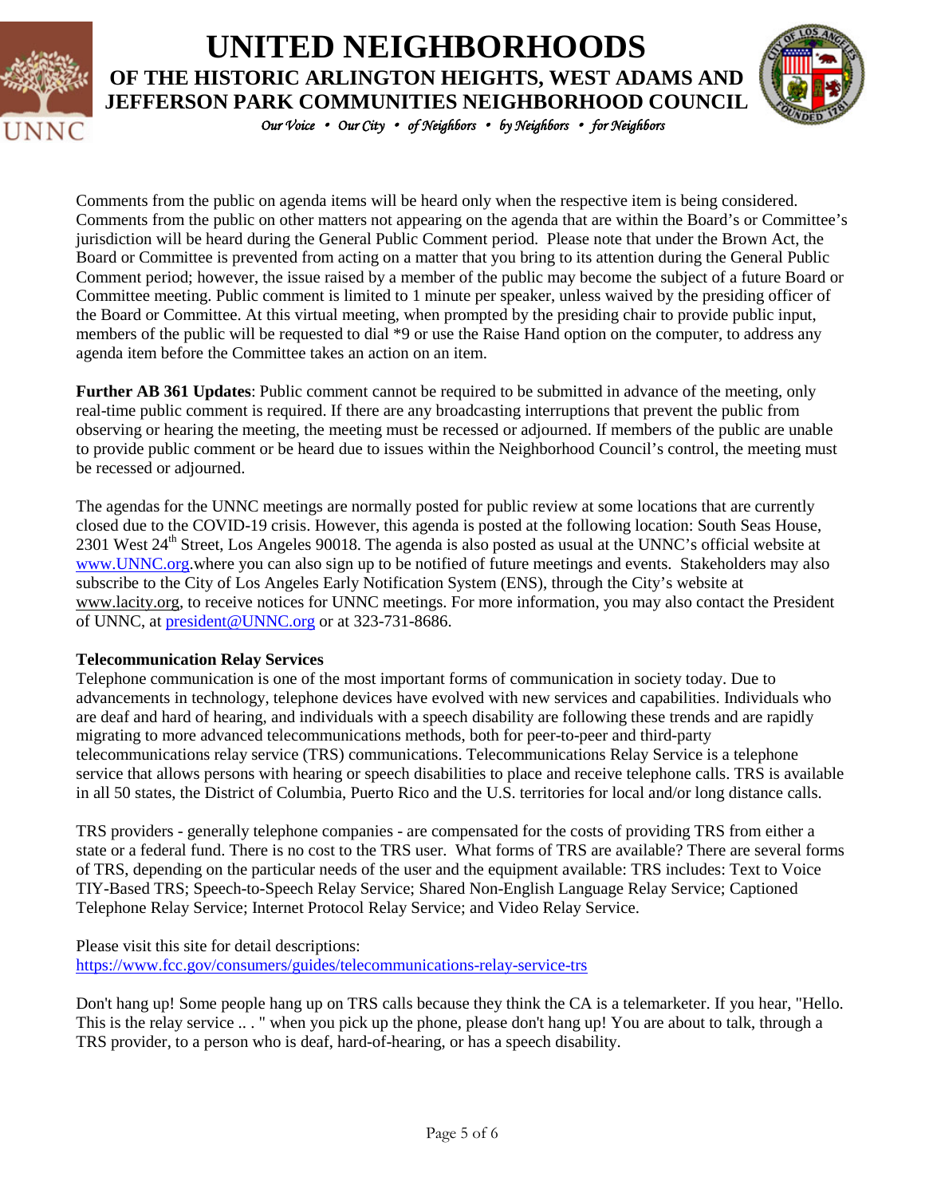Comments from the public on agenda items will be heard only when the respective item is being considered. Comments from the public on other matters not appearing on the agenda that are within the Board's or Committee's jurisdiction will be heard during the General Public Comment period. Please note that under the Brown Act, the Board or Committee is prevented from acting on a matter that you bring to its attention during the General Public Comment period; however, the issue raised by a member of the public may become the subject of a future Board or Committee meeting. Public comment is limited to 1 minute per speaker, unless waived by the presiding officer of the Board or Committee. At this virtual meeting, when prompted by the presiding chair to provide public input, members of the public will be requested to dial *9 or use the Raise Hand option on the computer, to address any agenda item before the Committee takes an action on an item.

**Further AB 361 Updates**: Public comment cannot be required to be submitted in advance of the meeting, only real-time public comment is required. If there are any broadcasting interruptions that prevent the public from observing or hearing the meeting, the meeting must be recessed or adjourned. If members of the public are unable to provide public comment or be heard due to issues within the Neighborhood Council's control, the meeting must be recessed or adjourned.

The agendas for the UNNC meetings are normally posted for public review at some locations that are currently closed due to the COVID-19 crisis. However, this agenda is posted at the following location: South Seas House, 2301 West 24th Street, Los Angeles 90018. The agenda is also posted as usual at the UNNC's official website at www.UNNC.org.where you can also sign up to be notified of future meetings and events. Stakeholders may also subscribe to the City of Los Angeles Early Notification System (ENS), through the City's website at www.lacity.org, to receive notices for UNNC meetings. For more information, you may also contact the President of UNNC, at president@UNNC.org or at 323-731-8686.

**Telecommunication Relay Services**

Telephone communication is one of the most important forms of communication in society today. Due to advancements in technology, telephone devices have evolved with new services and capabilities. Individuals who are deaf and hard of hearing, and individuals with a speech disability are following these trends and are rapidly migrating to more advanced telecommunications methods, both for peer-to-peer and third-party telecommunications relay service (TRS) communications. Telecommunications Relay Service is a telephone service that allows persons with hearing or speech disabilities to place and receive telephone calls. TRS is available in all 50 states, the District of Columbia, Puerto Rico and the U.S. territories for local and/or long distance calls.

TRS providers - generally telephone companies - are compensated for the costs of providing TRS from either a state or a federal fund. There is no cost to the TRS user. What forms of TRS are available? There are several forms of TRS, depending on the particular needs of the user and the equipment available: TRS includes: Text to Voice TIY-Based TRS; Speech-to-Speech Relay Service; Shared Non-English Language Relay Service; Captioned Telephone Relay Service; Internet Protocol Relay Service; and Video Relay Service.

Please visit this site for detail descriptions:
https://www.fcc.gov/consumers/guides/telecommunications-relay-service-trs

Don't hang up! Some people hang up on TRS calls because they think the CA is a telemarketer. If you hear, "Hello. This is the relay service .. . " when you pick up the phone, please don't hang up! You are about to talk, through a TRS provider, to a person who is deaf, hard-of-hearing, or has a speech disability.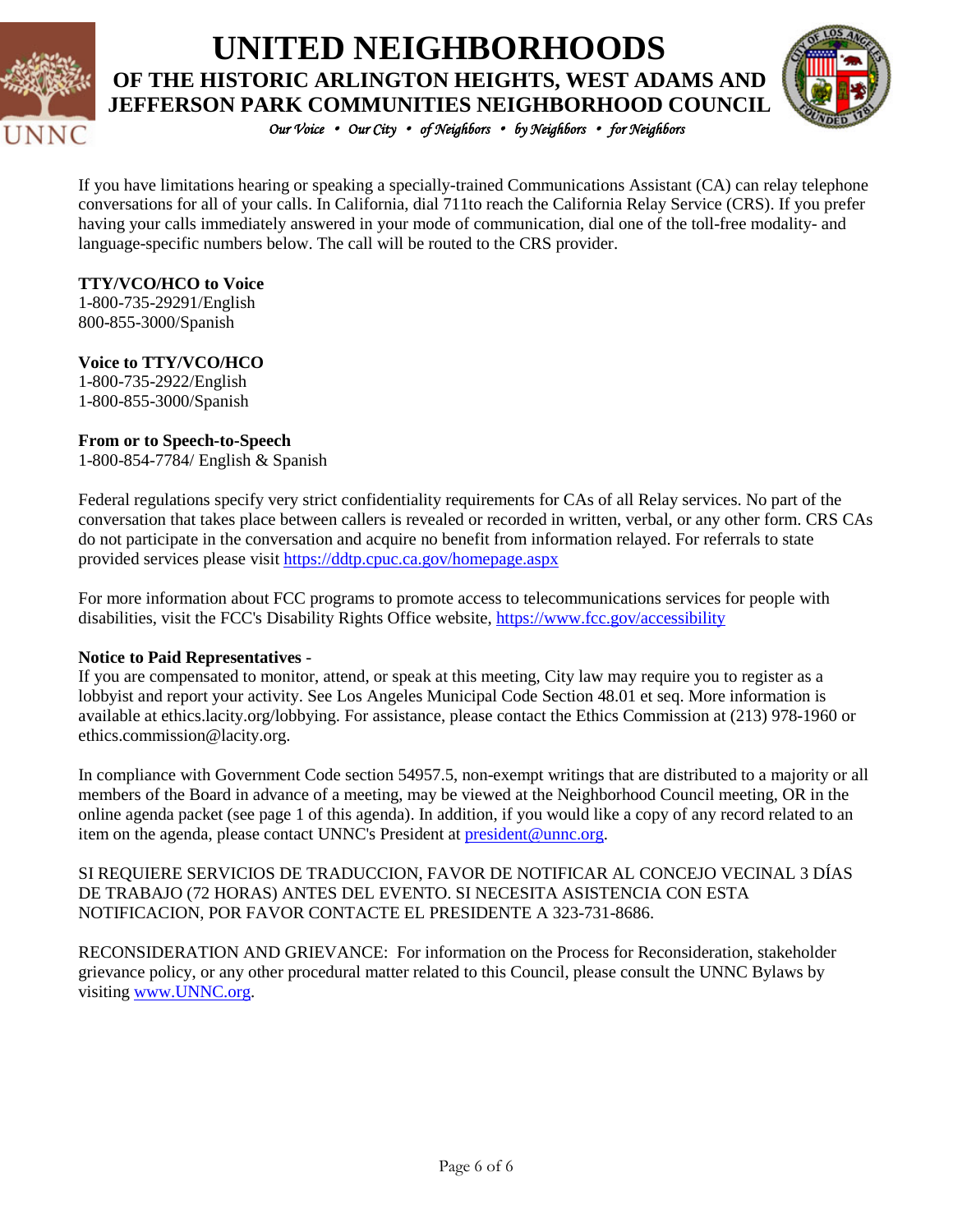If you have limitations hearing or speaking a specially-trained Communications Assistant (CA) can relay telephone conversations for all of your calls. In California, dial 711to reach the California Relay Service (CRS). If you prefer having your calls immediately answered in your mode of communication, dial one of the toll-free modality- and language-specific numbers below. The call will be routed to the CRS provider.

**TTY/VCO/HCO to Voice**
1-800-735-29291/English
800-855-3000/Spanish

**Voice to TTY/VCO/HCO**
1-800-735-2922/English
1-800-855-3000/Spanish

**From or to Speech-to-Speech**
1-800-854-7784/ English & Spanish

Federal regulations specify very strict confidentiality requirements for CAs of all Relay services. No part of the conversation that takes place between callers is revealed or recorded in written, verbal, or any other form. CRS CAs do not participate in the conversation and acquire no benefit from information relayed. For referrals to state provided services please visit https://ddtp.cpuc.ca.gov/homepage.aspx

For more information about FCC programs to promote access to telecommunications services for people with disabilities, visit the FCC's Disability Rights Office website, https://www.fcc.gov/accessibility

**Notice to Paid Representatives** -
If you are compensated to monitor, attend, or speak at this meeting, City law may require you to register as a lobbyist and report your activity. See Los Angeles Municipal Code Section 48.01 et seq. More information is available at ethics.lacity.org/lobbying. For assistance, please contact the Ethics Commission at (213) 978-1960 or ethics.commission@lacity.org.

In compliance with Government Code section 54957.5, non-exempt writings that are distributed to a majority or all members of the Board in advance of a meeting, may be viewed at the Neighborhood Council meeting, OR in the online agenda packet (see page 1 of this agenda). In addition, if you would like a copy of any record related to an item on the agenda, please contact UNNC's President at president@unnc.org.

SI REQUIERE SERVICIOS DE TRADUCCION, FAVOR DE NOTIFICAR AL CONCEJO VECINAL 3 DÍAS DE TRABAJO (72 HORAS) ANTES DEL EVENTO. SI NECESITA ASISTENCIA CON ESTA NOTIFICACION, POR FAVOR CONTACTE EL PRESIDENTE A 323-731-8686.

RECONSIDERATION AND GRIEVANCE: For information on the Process for Reconsideration, stakeholder grievance policy, or any other procedural matter related to this Council, please consult the UNNC Bylaws by visiting www.UNNC.org.